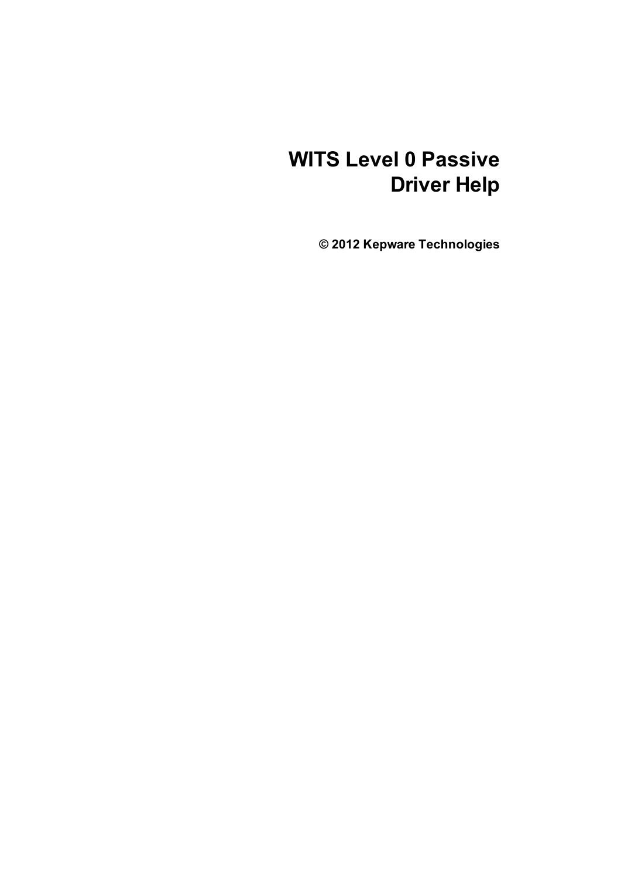# WITS Level 0 Passive Driver Help

**© 2012 Kepware Technologies**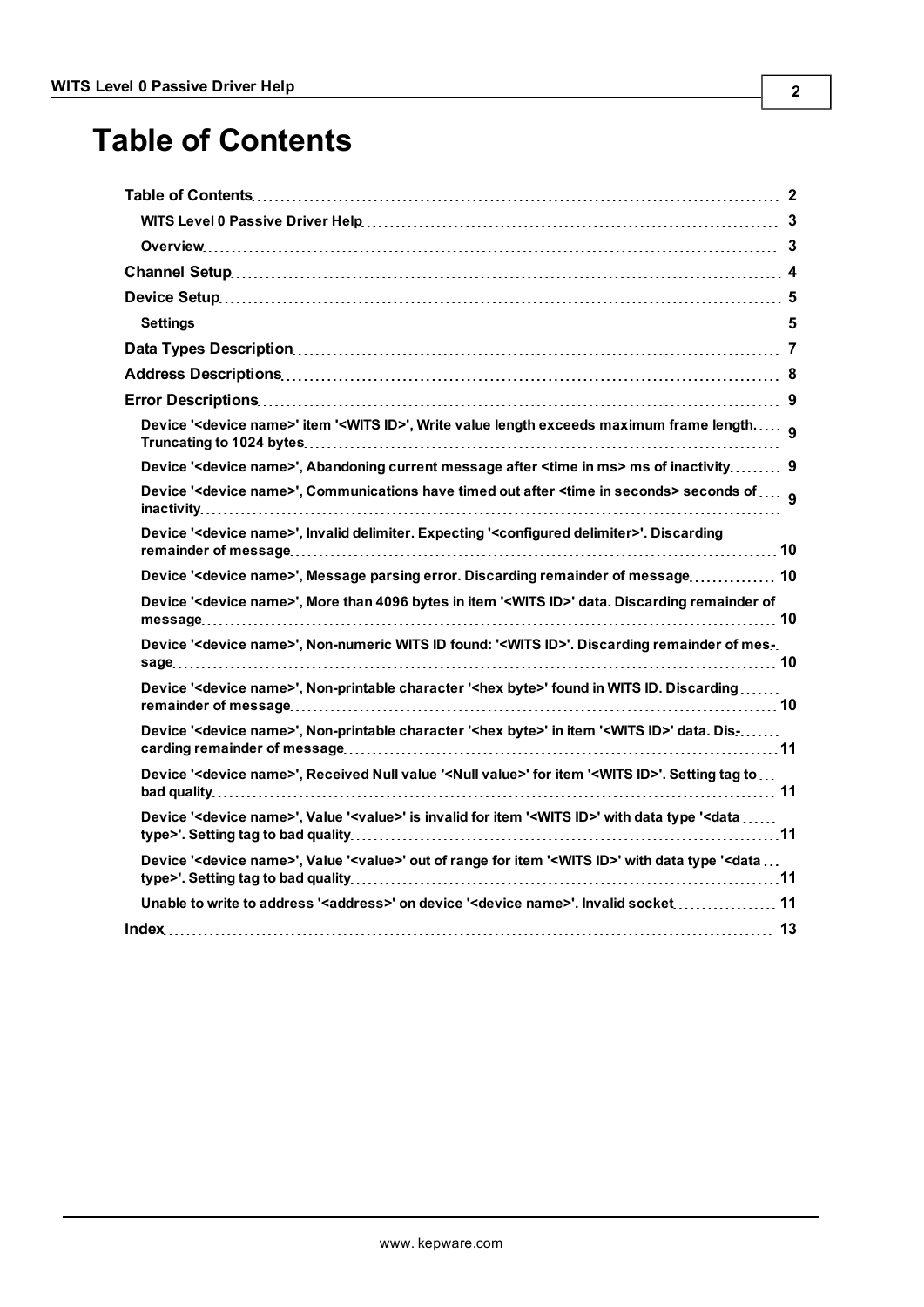# Table of Contents

Table of Contents ..... 2

- WITS Level 0 Passive Driver Help ..... 3
- Overview ..... 3

Channel Setup ..... 4

Device Setup ..... 5

- Settings ..... 5

Data Types Description ..... 7

Address Descriptions ..... 8

Error Descriptions ..... 9

- Device '<device name>' item '<WITS ID>', Write value length exceeds maximum frame length. Truncating to 1024 bytes ..... 9
- Device '<device name>', Abandoning current message after <time in ms> ms of inactivity ..... 9
- Device '<device name>', Communications have timed out after <time in seconds> seconds of inactivity ..... 9
- Device '<device name>', Invalid delimiter. Expecting '<configured delimiter>'. Discarding remainder of message ..... 10
- Device '<device name>', Message parsing error. Discarding remainder of message ..... 10
- Device '<device name>', More than 4096 bytes in item '<WITS ID>' data. Discarding remainder of message ..... 10
- Device '<device name>', Non-numeric WITS ID found: '<WITS ID>'. Discarding remainder of message ..... 10
- Device '<device name>', Non-printable character '<hex byte>' found in WITS ID. Discarding remainder of message ..... 10
- Device '<device name>', Non-printable character '<hex byte>' in item '<WITS ID>' data. Discarding remainder of message ..... 11
- Device '<device name>', Received Null value '<Null value>' for item '<WITS ID>'. Setting tag to bad quality ..... 11
- Device '<device name>', Value '<value>' is invalid for item '<WITS ID>' with data type '<data type>'. Setting tag to bad quality ..... 11
- Device '<device name>', Value '<value>' out of range for item '<WITS ID>' with data type '<data type>'. Setting tag to bad quality ..... 11
- Unable to write to address '<address>' on device '<device name>'. Invalid socket ..... 11

Index ..... 13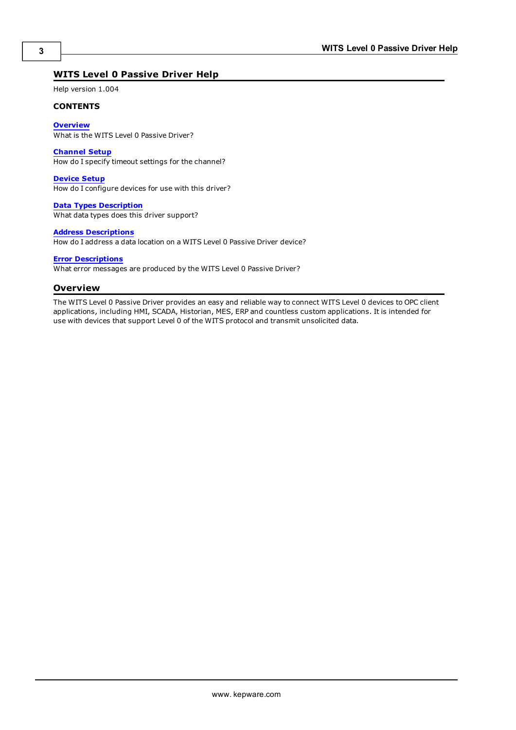# WITS Level 0 Passive Driver Help

Help version 1.004

**CONTENTS**

**Overview**
What is the WITS Level 0 Passive Driver?

**Channel Setup**
How do I specify timeout settings for the channel?

**Device Setup**
How do I configure devices for use with this driver?

**Data Types Description**
What data types does this driver support?

**Address Descriptions**
How do I address a data location on a WITS Level 0 Passive Driver device?

**Error Descriptions**
What error messages are produced by the WITS Level 0 Passive Driver?

## Overview

The WITS Level 0 Passive Driver provides an easy and reliable way to connect WITS Level 0 devices to OPC client applications, including HMI, SCADA, Historian, MES, ERP and countless custom applications. It is intended for use with devices that support Level 0 of the WITS protocol and transmit unsolicited data.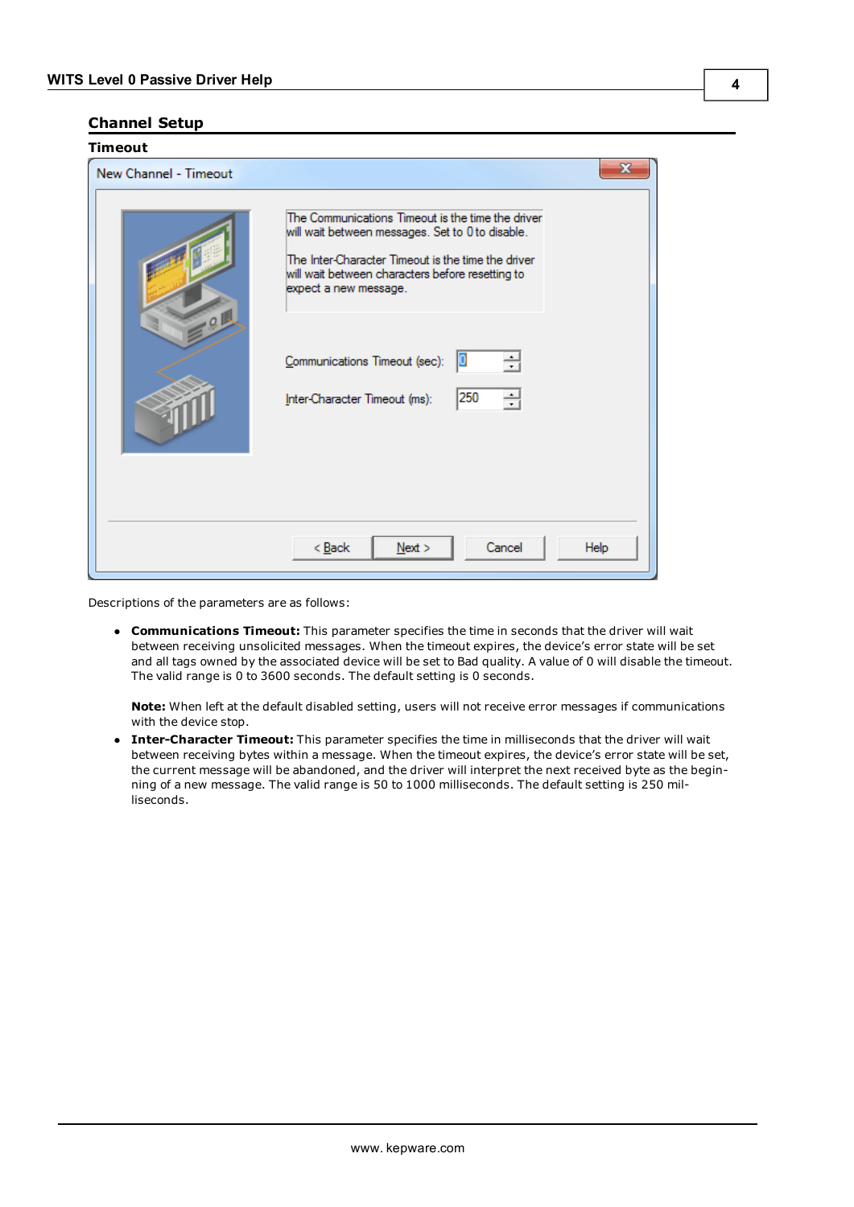## Channel Setup

### Timeout

Descriptions of the parameters are as follows:

- **Communications Timeout:** This parameter specifies the time in seconds that the driver will wait between receiving unsolicited messages. When the timeout expires, the device's error state will be set and all tags owned by the associated device will be set to Bad quality. A value of 0 will disable the timeout. The valid range is 0 to 3600 seconds. The default setting is 0 seconds.

  **Note:** When left at the default disabled setting, users will not receive error messages if communications with the device stop.
- **Inter-Character Timeout:** This parameter specifies the time in milliseconds that the driver will wait between receiving bytes within a message. When the timeout expires, the device's error state will be set, the current message will be abandoned, and the driver will interpret the next received byte as the beginning of a new message. The valid range is 50 to 1000 milliseconds. The default setting is 250 milliseconds.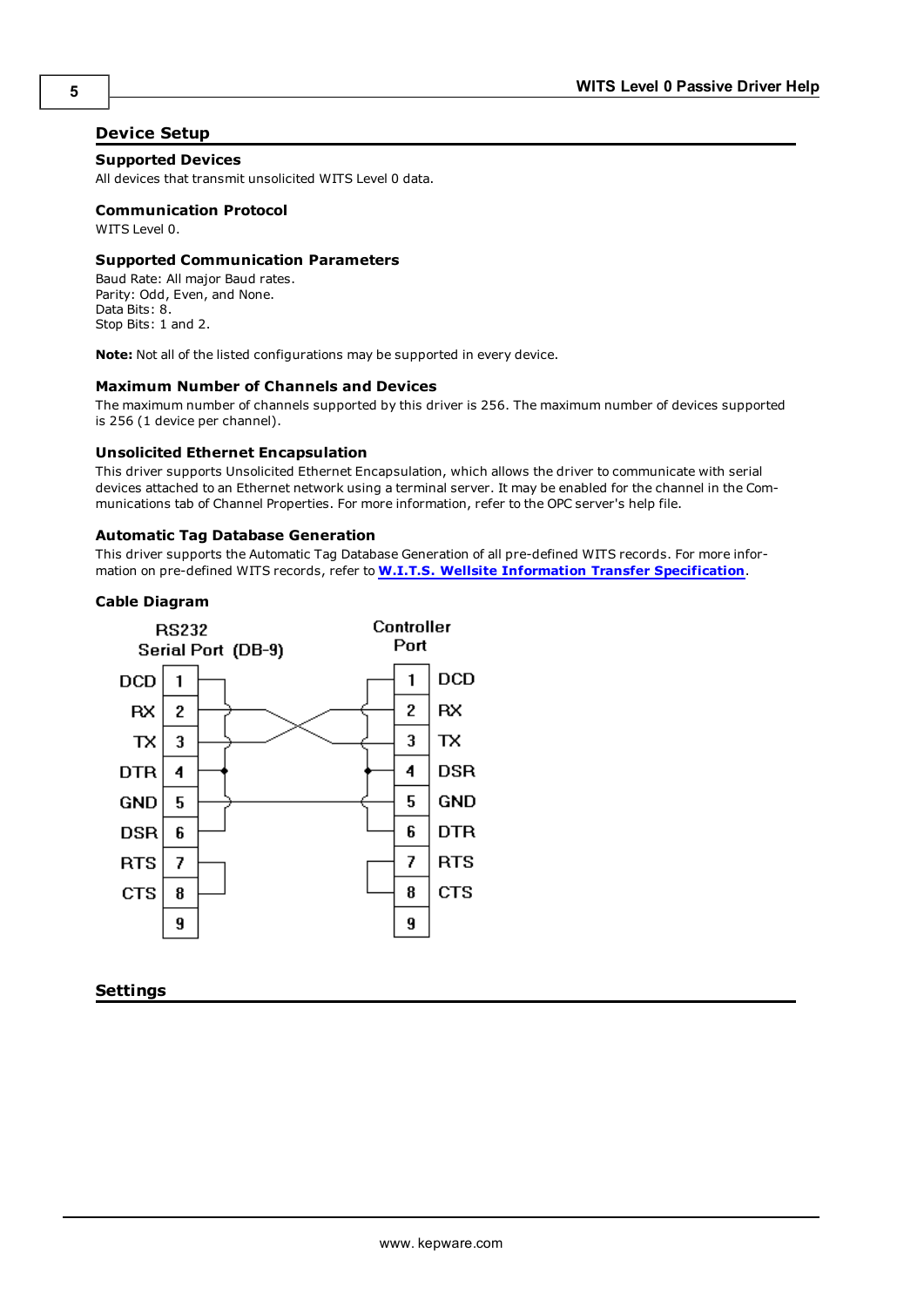## Device Setup

### Supported Devices

All devices that transmit unsolicited WITS Level 0 data.

### Communication Protocol

WITS Level 0.

### Supported Communication Parameters

Baud Rate: All major Baud rates.
Parity: Odd, Even, and None.
Data Bits: 8.
Stop Bits: 1 and 2.

**Note:** Not all of the listed configurations may be supported in every device.

### Maximum Number of Channels and Devices

The maximum number of channels supported by this driver is 256. The maximum number of devices supported is 256 (1 device per channel).

### Unsolicited Ethernet Encapsulation

This driver supports Unsolicited Ethernet Encapsulation, which allows the driver to communicate with serial devices attached to an Ethernet network using a terminal server. It may be enabled for the channel in the Communications tab of Channel Properties. For more information, refer to the OPC server's help file.

### Automatic Tag Database Generation

This driver supports the Automatic Tag Database Generation of all pre-defined WITS records. For more information on pre-defined WITS records, refer to **W.I.T.S. Wellsite Information Transfer Specification**.

### Cable Diagram

| RS232 Serial Port (DB-9) | | Controller Port | |
|---|---|---|---|
| DCD | 1 | 1 | DCD |
| RX | 2 | 2 | RX |
| TX | 3 | 3 | TX |
| DTR | 4 | 4 | DSR |
| GND | 5 | 5 | GND |
| DSR | 6 | 6 | DTR |
| RTS | 7 | 7 | RTS |
| CTS | 8 | 8 | CTS |
| | 9 | 9 | |

## Settings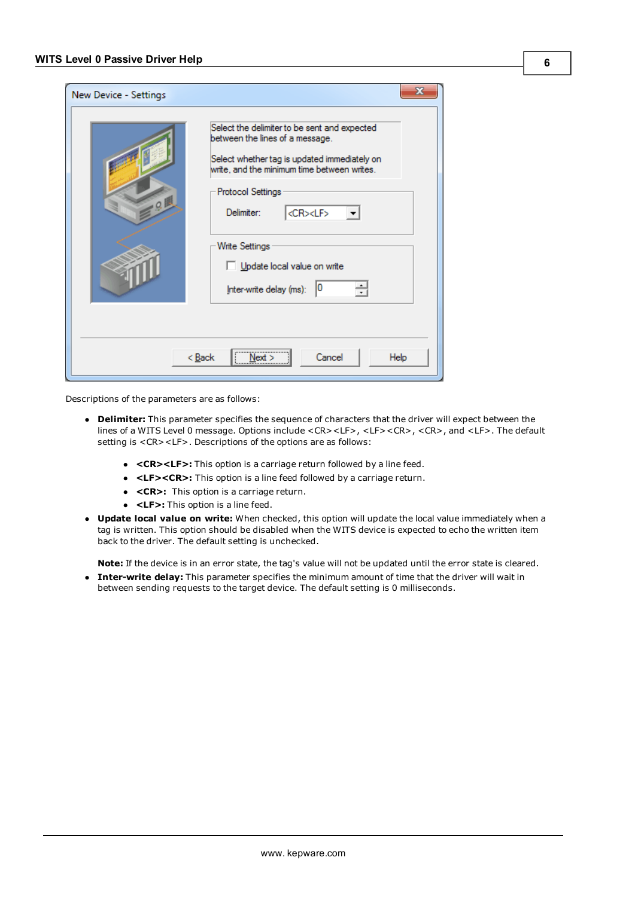Descriptions of the parameters are as follows:

- **Delimiter:** This parameter specifies the sequence of characters that the driver will expect between the lines of a WITS Level 0 message. Options include <CR><LF>, <LF><CR>, <CR>, and <LF>. The default setting is <CR><LF>. Descriptions of the options are as follows:
  - **<CR><LF>:** This option is a carriage return followed by a line feed.
  - **<LF><CR>:** This option is a line feed followed by a carriage return.
  - **<CR>:** This option is a carriage return.
  - **<LF>:** This option is a line feed.
- **Update local value on write:** When checked, this option will update the local value immediately when a tag is written. This option should be disabled when the WITS device is expected to echo the written item back to the driver. The default setting is unchecked.

  **Note:** If the device is in an error state, the tag's value will not be updated until the error state is cleared.
- **Inter-write delay:** This parameter specifies the minimum amount of time that the driver will wait in between sending requests to the target device. The default setting is 0 milliseconds.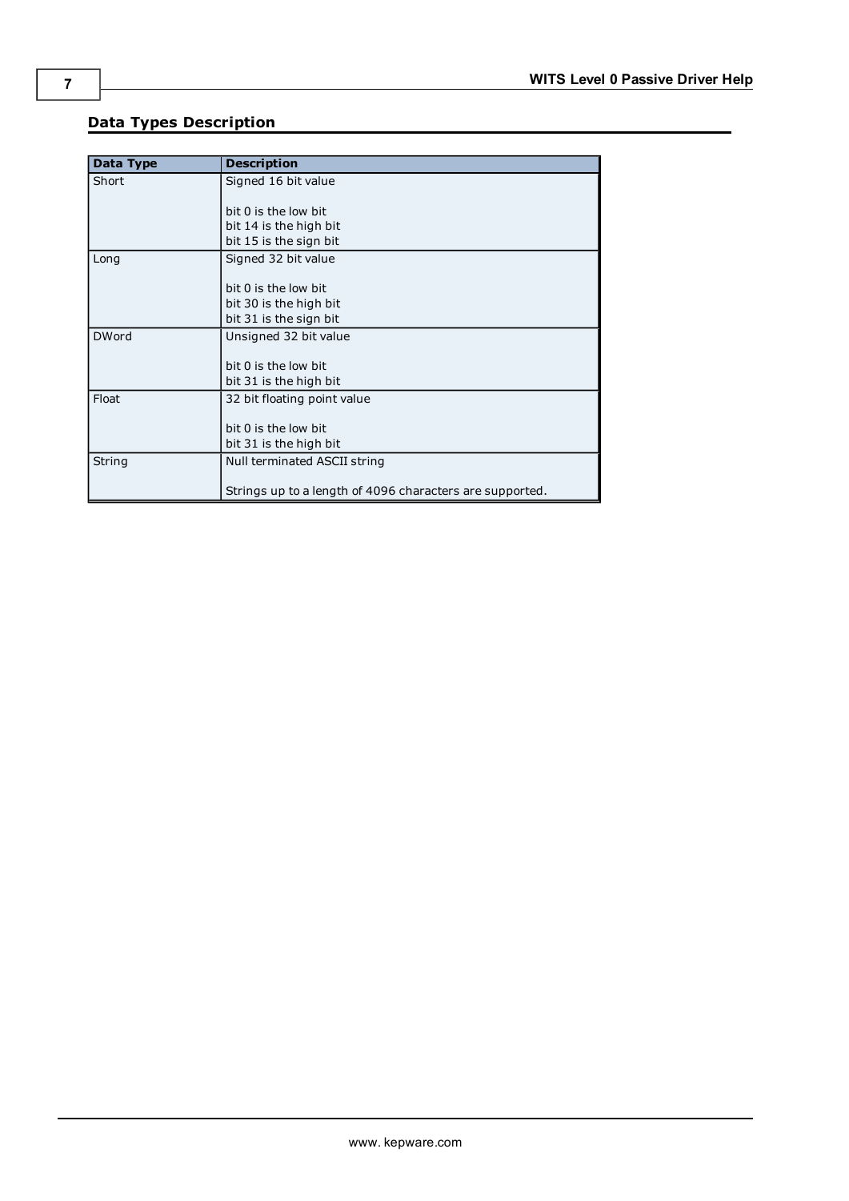# Data Types Description

| Data Type | Description |
| --- | --- |
| Short | Signed 16 bit value<br><br>bit 0 is the low bit<br>bit 14 is the high bit<br>bit 15 is the sign bit |
| Long | Signed 32 bit value<br><br>bit 0 is the low bit<br>bit 30 is the high bit<br>bit 31 is the sign bit |
| DWord | Unsigned 32 bit value<br><br>bit 0 is the low bit<br>bit 31 is the high bit |
| Float | 32 bit floating point value<br><br>bit 0 is the low bit<br>bit 31 is the high bit |
| String | Null terminated ASCII string<br><br>Strings up to a length of 4096 characters are supported. |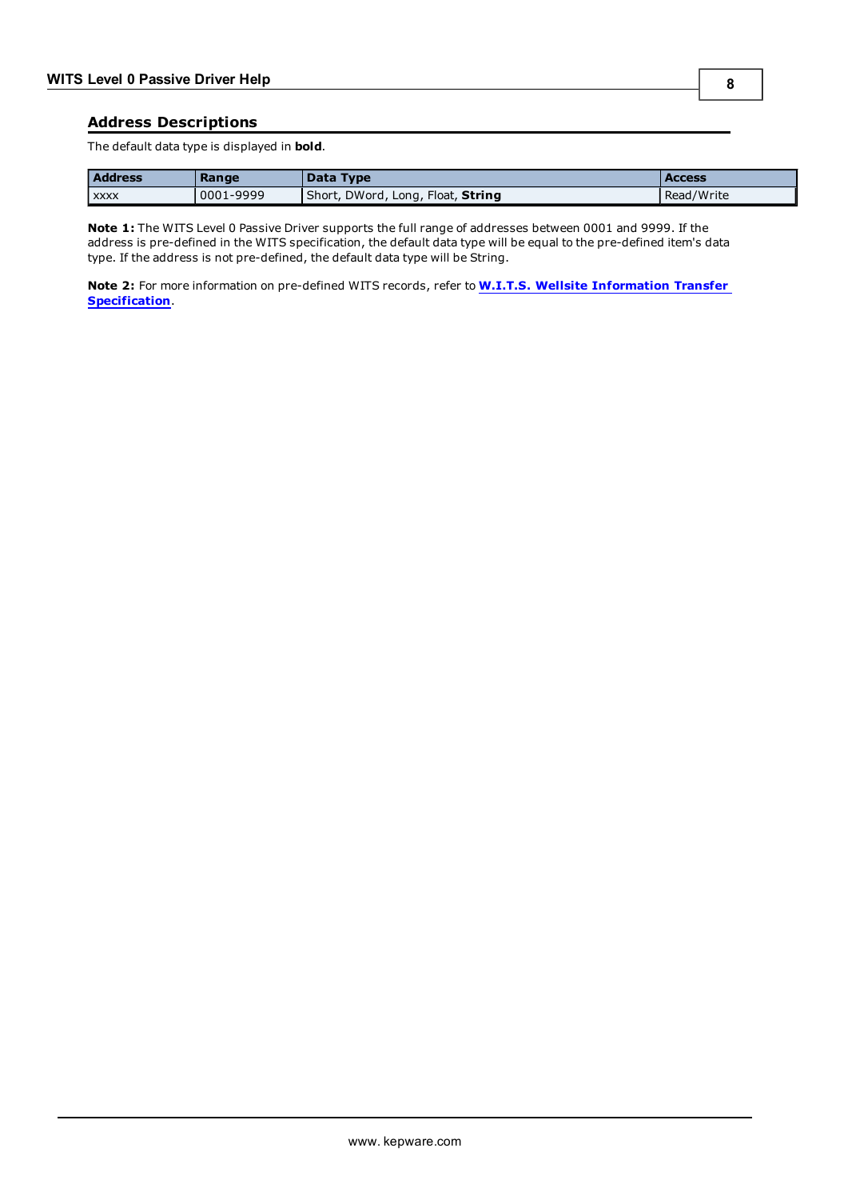## Address Descriptions

The default data type is displayed in **bold**.

| Address | Range | Data Type | Access |
|---|---|---|---|
| xxxx | 0001-9999 | Short, DWord, Long, Float, **String** | Read/Write |

**Note 1:** The WITS Level 0 Passive Driver supports the full range of addresses between 0001 and 9999. If the address is pre-defined in the WITS specification, the default data type will be equal to the pre-defined item's data type. If the address is not pre-defined, the default data type will be String.

**Note 2:** For more information on pre-defined WITS records, refer to **W.I.T.S. Wellsite Information Transfer Specification**.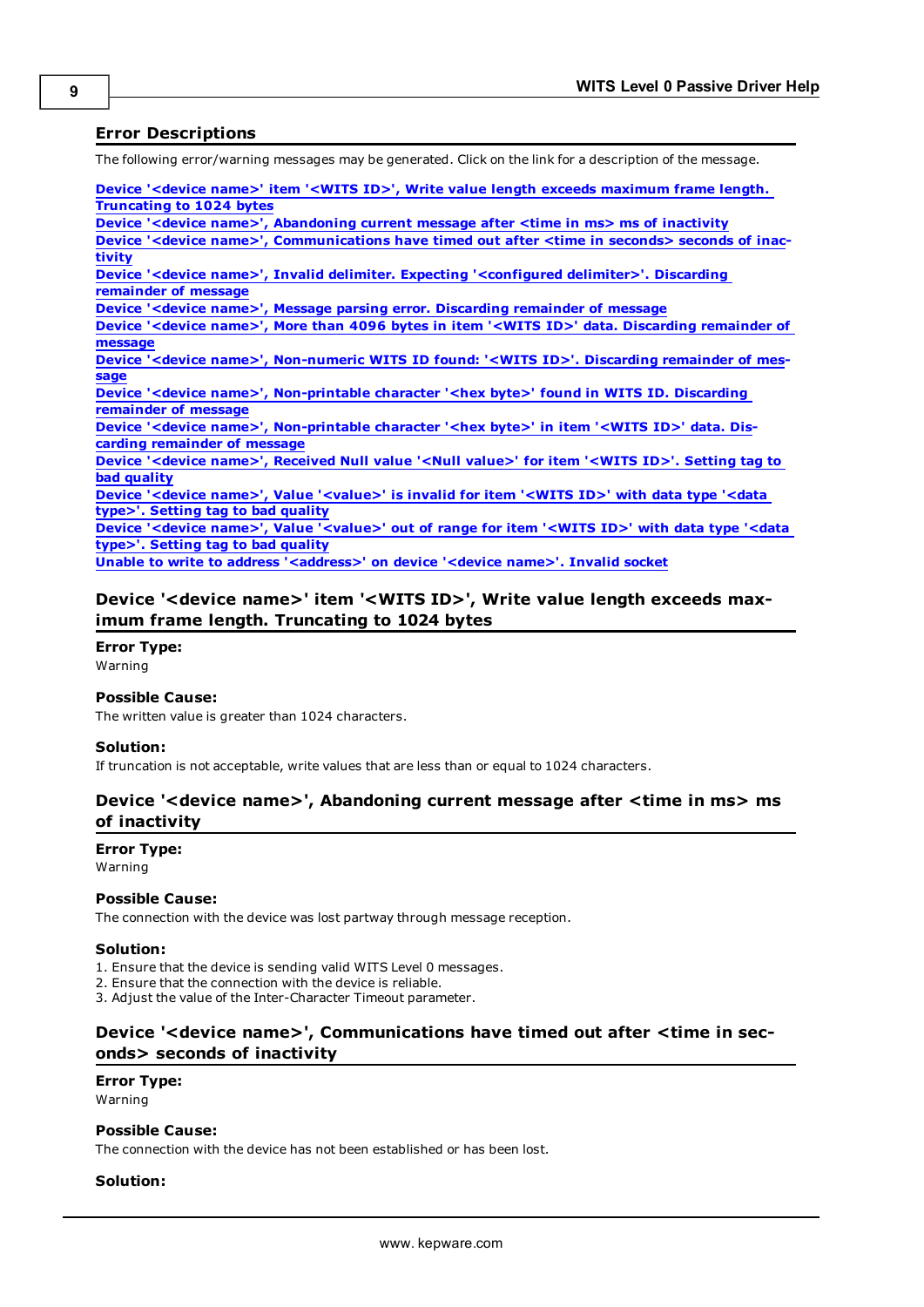## Error Descriptions

The following error/warning messages may be generated. Click on the link for a description of the message.

Device '<device name>' item '<WITS ID>', Write value length exceeds maximum frame length. Truncating to 1024 bytes
Device '<device name>', Abandoning current message after <time in ms> ms of inactivity
Device '<device name>', Communications have timed out after <time in seconds> seconds of inactivity
Device '<device name>', Invalid delimiter. Expecting '<configured delimiter>'. Discarding remainder of message
Device '<device name>', Message parsing error. Discarding remainder of message
Device '<device name>', More than 4096 bytes in item '<WITS ID>' data. Discarding remainder of message
Device '<device name>', Non-numeric WITS ID found: '<WITS ID>'. Discarding remainder of message
Device '<device name>', Non-printable character '<hex byte>' found in WITS ID. Discarding remainder of message
Device '<device name>', Non-printable character '<hex byte>' in item '<WITS ID>' data. Discarding remainder of message
Device '<device name>', Received Null value '<Null value>' for item '<WITS ID>'. Setting tag to bad quality
Device '<device name>', Value '<value>' is invalid for item '<WITS ID>' with data type '<data type>'. Setting tag to bad quality
Device '<device name>', Value '<value>' out of range for item '<WITS ID>' with data type '<data type>'. Setting tag to bad quality
Unable to write to address '<address>' on device '<device name>'. Invalid socket

### Device '<device name>' item '<WITS ID>', Write value length exceeds maximum frame length. Truncating to 1024 bytes

**Error Type:**
Warning

**Possible Cause:**
The written value is greater than 1024 characters.

**Solution:**
If truncation is not acceptable, write values that are less than or equal to 1024 characters.

### Device '<device name>', Abandoning current message after <time in ms> ms of inactivity

**Error Type:**
Warning

**Possible Cause:**
The connection with the device was lost partway through message reception.

**Solution:**
1. Ensure that the device is sending valid WITS Level 0 messages.
2. Ensure that the connection with the device is reliable.
3. Adjust the value of the Inter-Character Timeout parameter.

### Device '<device name>', Communications have timed out after <time in seconds> seconds of inactivity

**Error Type:**
Warning

**Possible Cause:**
The connection with the device has not been established or has been lost.

**Solution:**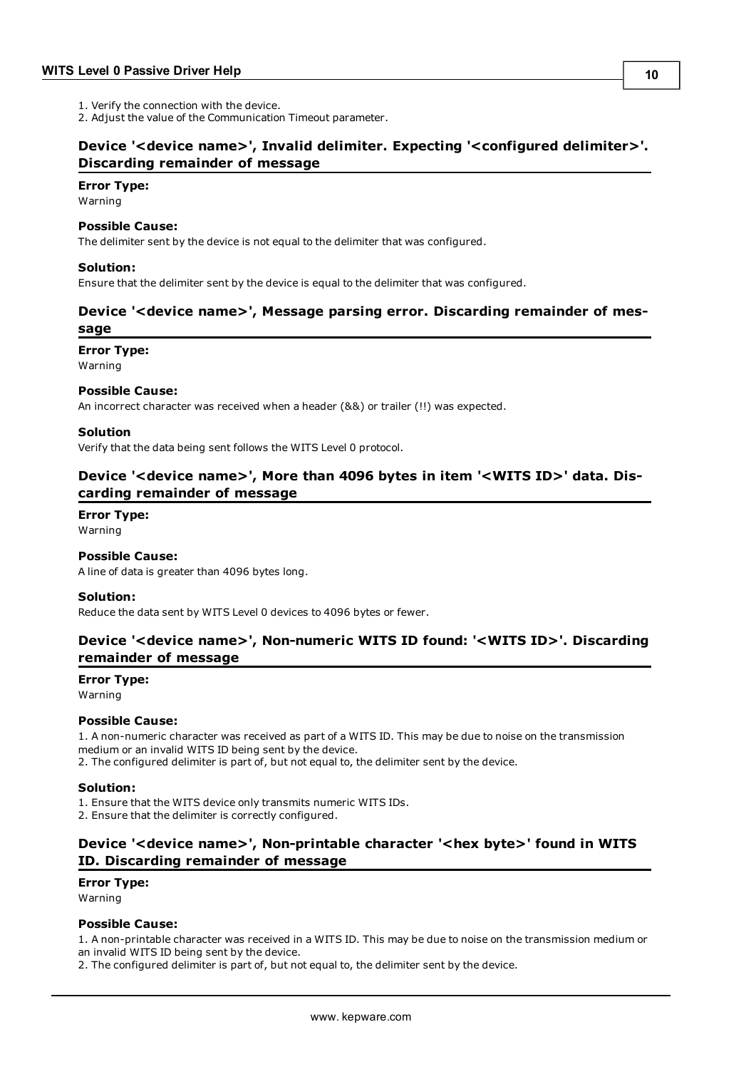1. Verify the connection with the device.
2. Adjust the value of the Communication Timeout parameter.

## Device '<device name>', Invalid delimiter. Expecting '<configured delimiter>'. Discarding remainder of message

**Error Type:**
Warning

**Possible Cause:**
The delimiter sent by the device is not equal to the delimiter that was configured.

**Solution:**
Ensure that the delimiter sent by the device is equal to the delimiter that was configured.

## Device '<device name>', Message parsing error. Discarding remainder of message

**Error Type:**
Warning

**Possible Cause:**
An incorrect character was received when a header (&&) or trailer (!!) was expected.

**Solution**
Verify that the data being sent follows the WITS Level 0 protocol.

## Device '<device name>', More than 4096 bytes in item '<WITS ID>' data. Discarding remainder of message

**Error Type:**
Warning

**Possible Cause:**
A line of data is greater than 4096 bytes long.

**Solution:**
Reduce the data sent by WITS Level 0 devices to 4096 bytes or fewer.

## Device '<device name>', Non-numeric WITS ID found: '<WITS ID>'. Discarding remainder of message

**Error Type:**
Warning

**Possible Cause:**
1. A non-numeric character was received as part of a WITS ID. This may be due to noise on the transmission medium or an invalid WITS ID being sent by the device.
2. The configured delimiter is part of, but not equal to, the delimiter sent by the device.

**Solution:**
1. Ensure that the WITS device only transmits numeric WITS IDs.
2. Ensure that the delimiter is correctly configured.

## Device '<device name>', Non-printable character '<hex byte>' found in WITS ID. Discarding remainder of message

**Error Type:**
Warning

**Possible Cause:**
1. A non-printable character was received in a WITS ID. This may be due to noise on the transmission medium or an invalid WITS ID being sent by the device.
2. The configured delimiter is part of, but not equal to, the delimiter sent by the device.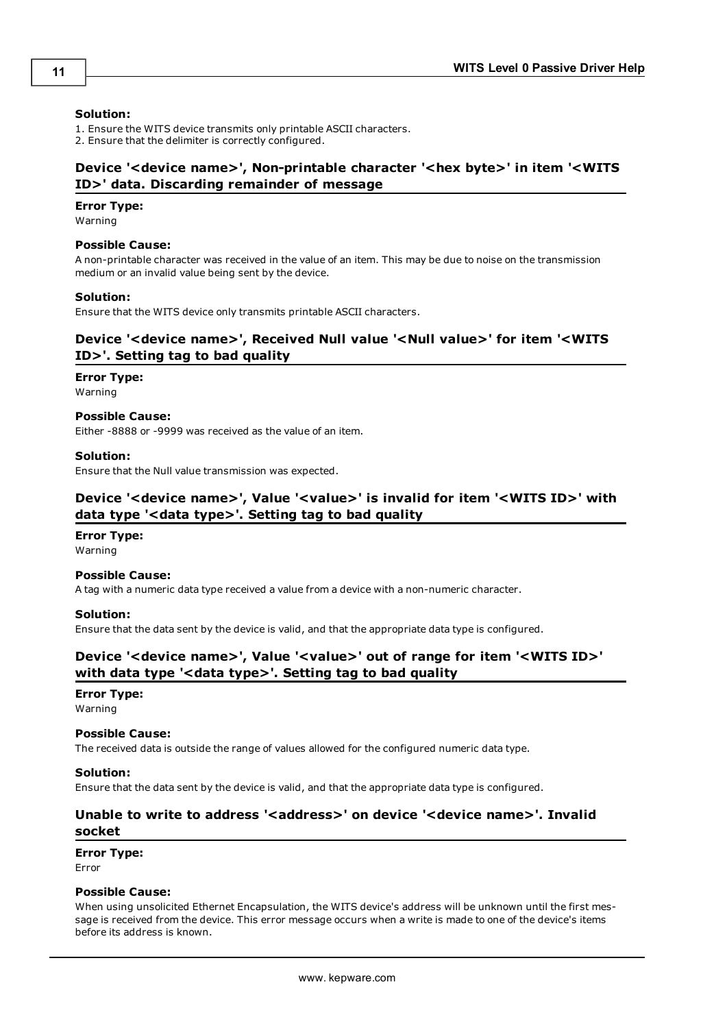**Solution:**

1. Ensure the WITS device transmits only printable ASCII characters.
2. Ensure that the delimiter is correctly configured.

### Device '<device name>', Non-printable character '<hex byte>' in item '<WITS ID>' data. Discarding remainder of message

**Error Type:**
Warning

**Possible Cause:**
A non-printable character was received in the value of an item. This may be due to noise on the transmission medium or an invalid value being sent by the device.

**Solution:**
Ensure that the WITS device only transmits printable ASCII characters.

### Device '<device name>', Received Null value '<Null value>' for item '<WITS ID>'. Setting tag to bad quality

**Error Type:**
Warning

**Possible Cause:**
Either -8888 or -9999 was received as the value of an item.

**Solution:**
Ensure that the Null value transmission was expected.

### Device '<device name>', Value '<value>' is invalid for item '<WITS ID>' with data type '<data type>'. Setting tag to bad quality

**Error Type:**
Warning

**Possible Cause:**
A tag with a numeric data type received a value from a device with a non-numeric character.

**Solution:**
Ensure that the data sent by the device is valid, and that the appropriate data type is configured.

### Device '<device name>', Value '<value>' out of range for item '<WITS ID>' with data type '<data type>'. Setting tag to bad quality

**Error Type:**
Warning

**Possible Cause:**
The received data is outside the range of values allowed for the configured numeric data type.

**Solution:**
Ensure that the data sent by the device is valid, and that the appropriate data type is configured.

### Unable to write to address '<address>' on device '<device name>'. Invalid socket

**Error Type:**
Error

**Possible Cause:**
When using unsolicited Ethernet Encapsulation, the WITS device's address will be unknown until the first message is received from the device. This error message occurs when a write is made to one of the device's items before its address is known.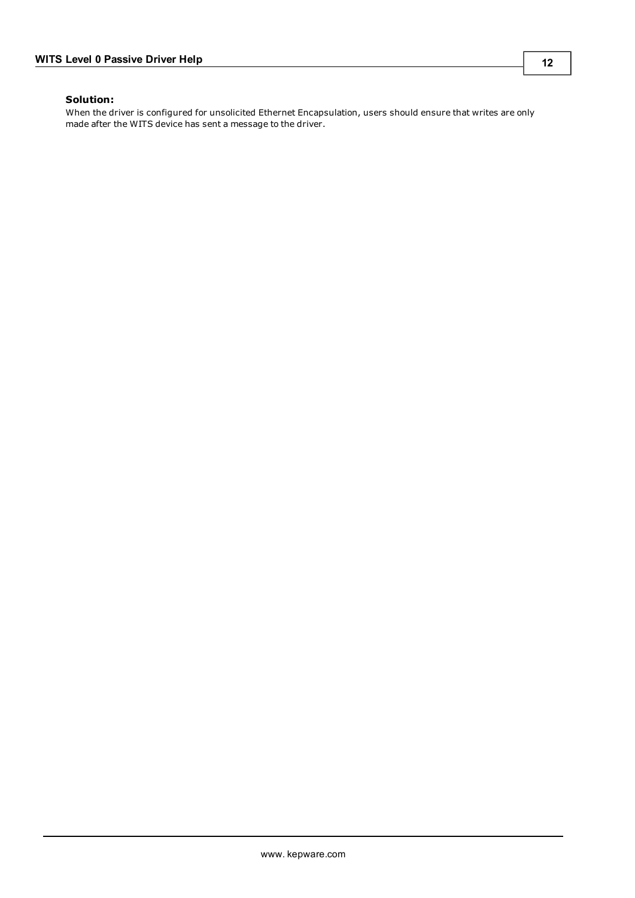**Solution:**

When the driver is configured for unsolicited Ethernet Encapsulation, users should ensure that writes are only made after the WITS device has sent a message to the driver.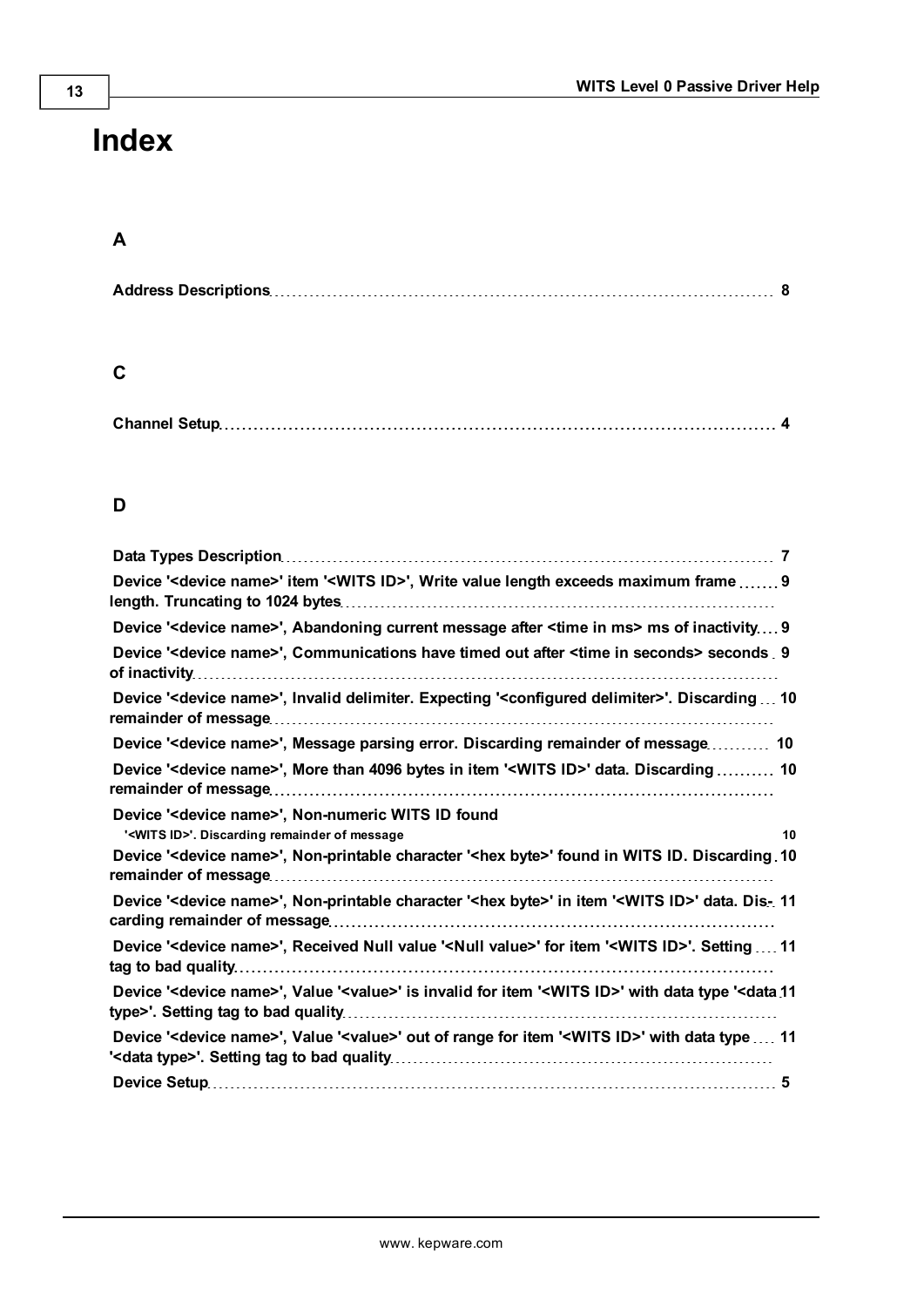# Index

## A

Address Descriptions 8

## C

Channel Setup 4

## D

Data Types Description 7

Device '<device name>' item '<WITS ID>', Write value length exceeds maximum frame length. Truncating to 1024 bytes 9

Device '<device name>', Abandoning current message after <time in ms> ms of inactivity 9

Device '<device name>', Communications have timed out after <time in seconds> seconds of inactivity 9

Device '<device name>', Invalid delimiter. Expecting '<configured delimiter>'. Discarding remainder of message 10

Device '<device name>', Message parsing error. Discarding remainder of message 10

Device '<device name>', More than 4096 bytes in item '<WITS ID>' data. Discarding remainder of message 10

Device '<device name>', Non-numeric WITS ID found '<WITS ID>'. Discarding remainder of message 10

Device '<device name>', Non-printable character '<hex byte>' found in WITS ID. Discarding remainder of message 10

Device '<device name>', Non-printable character '<hex byte>' in item '<WITS ID>' data. Discarding remainder of message 11

Device '<device name>', Received Null value '<Null value>' for item '<WITS ID>'. Setting tag to bad quality 11

Device '<device name>', Value '<value>' is invalid for item '<WITS ID>' with data type '<data type>'. Setting tag to bad quality 11

Device '<device name>', Value '<value>' out of range for item '<WITS ID>' with data type '<data type>'. Setting tag to bad quality 11

Device Setup 5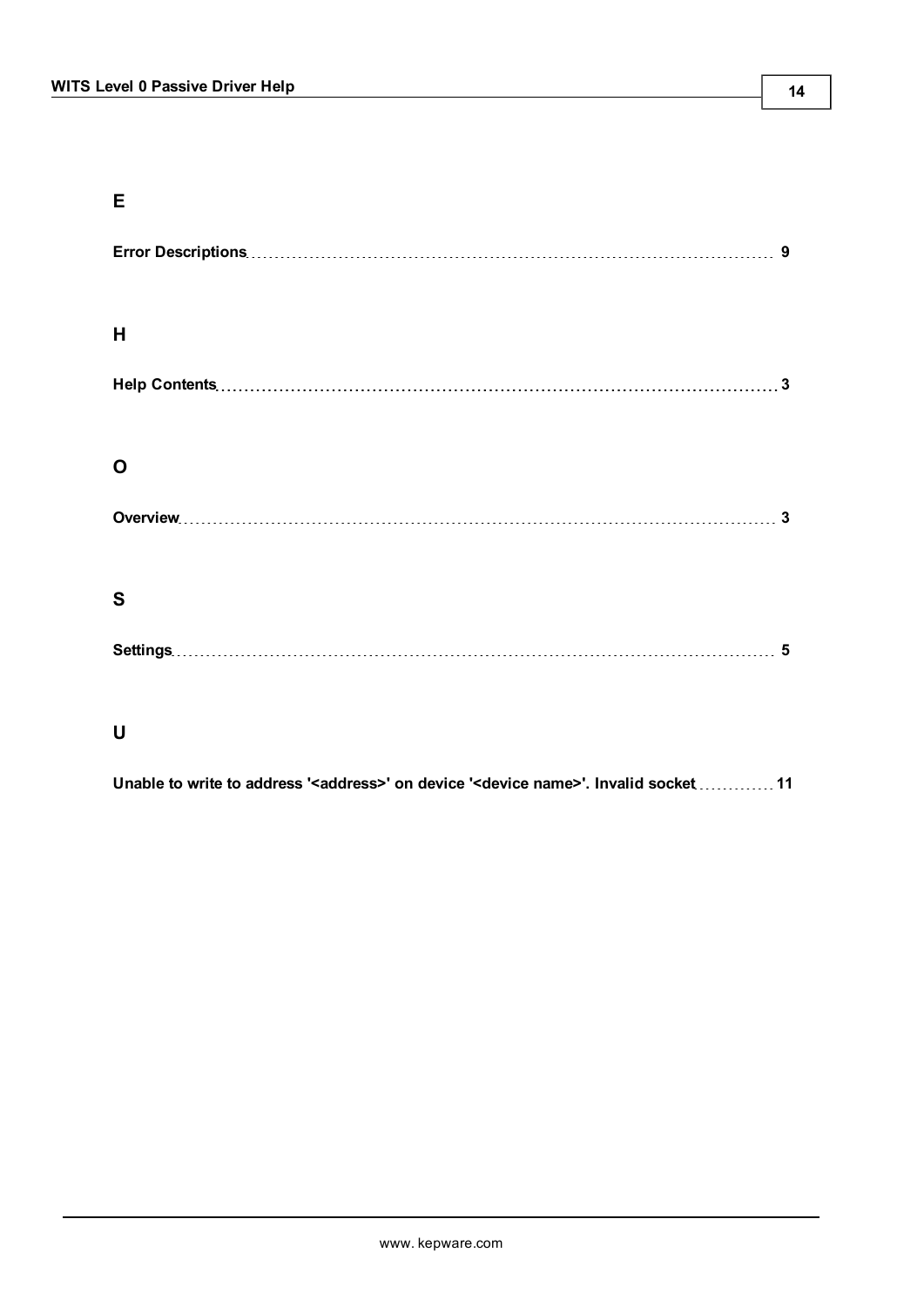## E

**Error Descriptions** 9

## H

**Help Contents** 3

## O

**Overview** 3

## S

**Settings** 5

## U

**Unable to write to address '<address>' on device '<device name>'. Invalid socket** 11